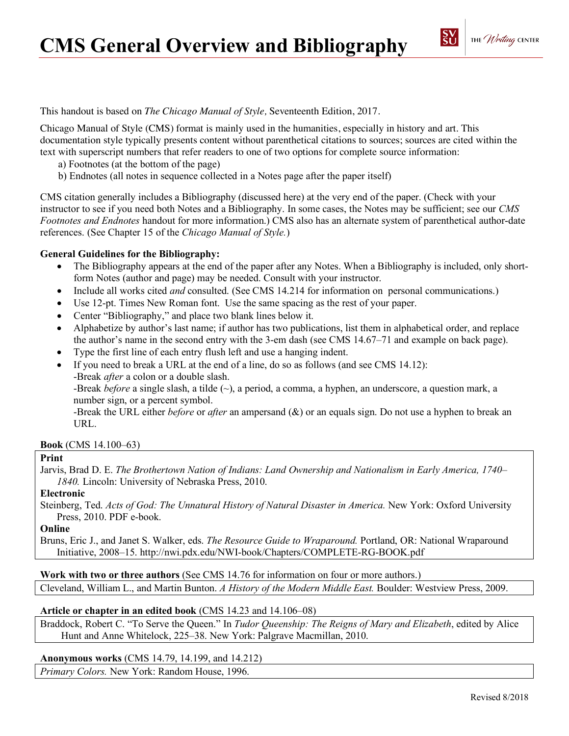# CMS General Overview and Bibliography

This handout is based on *The Chicago Manual of Style,* Seventeenth Edition, 2017.

Chicago Manual of Style (CMS) format is mainly used in the humanities, especially in history and art. This documentation style typically presents content without parenthetical citations to sources; sources are cited within the text with superscript numbers that refer readers to one of two options for complete source information:

a) Footnotes (at the bottom of the page)
b) Endnotes (all notes in sequence collected in a Notes page after the paper itself)

CMS citation generally includes a Bibliography (discussed here) at the very end of the paper. (Check with your instructor to see if you need both Notes and a Bibliography. In some cases, the Notes may be sufficient; see our *CMS Footnotes and Endnotes* handout for more information.) CMS also has an alternate system of parenthetical author-date references. (See Chapter 15 of the *Chicago Manual of Style.*)

**General Guidelines for the Bibliography:**

- The Bibliography appears at the end of the paper after any Notes. When a Bibliography is included, only short-form Notes (author and page) may be needed. Consult with your instructor.
- Include all works cited *and* consulted. (See CMS 14.214 for information on personal communications.)
- Use 12-pt. Times New Roman font. Use the same spacing as the rest of your paper.
- Center "Bibliography," and place two blank lines below it.
- Alphabetize by author's last name; if author has two publications, list them in alphabetical order, and replace the author's name in the second entry with the 3-em dash (see CMS 14.67–71 and example on back page).
- Type the first line of each entry flush left and use a hanging indent.
- If you need to break a URL at the end of a line, do so as follows (and see CMS 14.12):
  -Break *after* a colon or a double slash.
  -Break *before* a single slash, a tilde (~), a period, a comma, a hyphen, an underscore, a question mark, a number sign, or a percent symbol.
  -Break the URL either *before* or *after* an ampersand (&) or an equals sign. Do not use a hyphen to break an URL.

**Book** (CMS 14.100–63)

**Print**

Jarvis, Brad D. E. *The Brothertown Nation of Indians: Land Ownership and Nationalism in Early America, 1740–1840.* Lincoln: University of Nebraska Press, 2010.

**Electronic**

Steinberg, Ted. *Acts of God: The Unnatural History of Natural Disaster in America.* New York: Oxford University Press, 2010. PDF e-book.

**Online**

Bruns, Eric J., and Janet S. Walker, eds. *The Resource Guide to Wraparound.* Portland, OR: National Wraparound Initiative, 2008–15. http://nwi.pdx.edu/NWI-book/Chapters/COMPLETE-RG-BOOK.pdf

**Work with two or three authors** (See CMS 14.76 for information on four or more authors.)

Cleveland, William L., and Martin Bunton. *A History of the Modern Middle East.* Boulder: Westview Press, 2009.

**Article or chapter in an edited book** (CMS 14.23 and 14.106–08)

Braddock, Robert C. "To Serve the Queen." In *Tudor Queenship: The Reigns of Mary and Elizabeth*, edited by Alice Hunt and Anne Whitelock, 225–38. New York: Palgrave Macmillan, 2010.

**Anonymous works** (CMS 14.79, 14.199, and 14.212)

*Primary Colors.* New York: Random House, 1996.

Revised 8/2018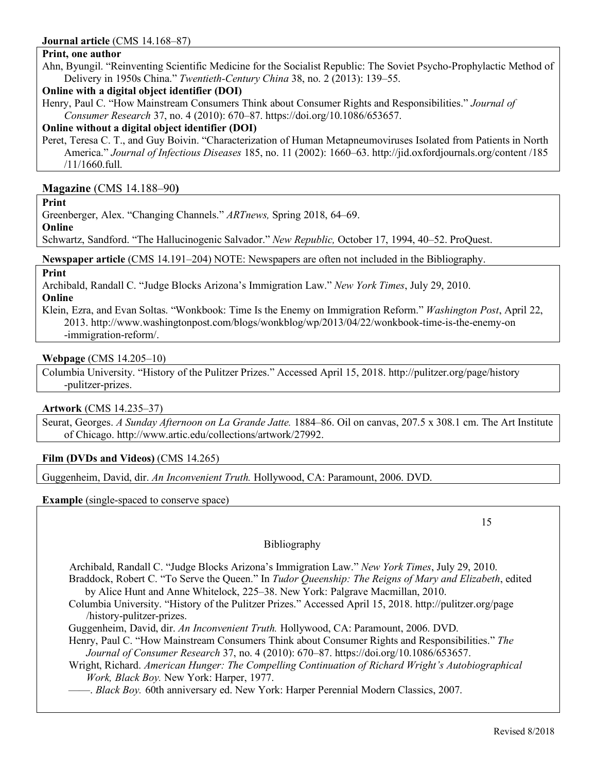**Journal article** (CMS 14.168–87)

**Print, one author**

Ahn, Byungil. "Reinventing Scientific Medicine for the Socialist Republic: The Soviet Psycho-Prophylactic Method of Delivery in 1950s China." *Twentieth-Century China* 38, no. 2 (2013): 139–55.

**Online with a digital object identifier (DOI)**

Henry, Paul C. "How Mainstream Consumers Think about Consumer Rights and Responsibilities." *Journal of Consumer Research* 37, no. 4 (2010): 670–87. https://doi.org/10.1086/653657.

**Online without a digital object identifier (DOI)**

Peret, Teresa C. T., and Guy Boivin. "Characterization of Human Metapneumoviruses Isolated from Patients in North America." *Journal of Infectious Diseases* 185, no. 11 (2002): 1660–63. http://jid.oxfordjournals.org/content /185 /11/1660.full.

**Magazine** (CMS 14.188–90**)**

**Print**

Greenberger, Alex. "Changing Channels." *ARTnews,* Spring 2018, 64–69.

**Online**

Schwartz, Sandford. "The Hallucinogenic Salvador." *New Republic,* October 17, 1994, 40–52. ProQuest.

**Newspaper article** (CMS 14.191–204) NOTE: Newspapers are often not included in the Bibliography.

**Print**

Archibald, Randall C. "Judge Blocks Arizona's Immigration Law." *New York Times*, July 29, 2010.

**Online**

Klein, Ezra, and Evan Soltas. "Wonkbook: Time Is the Enemy on Immigration Reform." *Washington Post*, April 22, 2013. http://www.washingtonpost.com/blogs/wonkblog/wp/2013/04/22/wonkbook-time-is-the-enemy-on -immigration-reform/.

**Webpage** (CMS 14.205–10)

Columbia University. "History of the Pulitzer Prizes." Accessed April 15, 2018. http://pulitzer.org/page/history -pulitzer-prizes.

**Artwork** (CMS 14.235–37)

Seurat, Georges. *A Sunday Afternoon on La Grande Jatte.* 1884–86. Oil on canvas, 207.5 x 308.1 cm. The Art Institute of Chicago. http://www.artic.edu/collections/artwork/27992.

**Film (DVDs and Videos)** (CMS 14.265)

Guggenheim, David, dir. *An Inconvenient Truth.* Hollywood, CA: Paramount, 2006. DVD.

**Example** (single-spaced to conserve space)

15

Bibliography

Archibald, Randall C. "Judge Blocks Arizona's Immigration Law." *New York Times*, July 29, 2010.

Braddock, Robert C. "To Serve the Queen." In *Tudor Queenship: The Reigns of Mary and Elizabeth*, edited by Alice Hunt and Anne Whitelock, 225–38. New York: Palgrave Macmillan, 2010.

Columbia University. "History of the Pulitzer Prizes." Accessed April 15, 2018. http://pulitzer.org/page /history-pulitzer-prizes.

Guggenheim, David, dir. *An Inconvenient Truth.* Hollywood, CA: Paramount, 2006. DVD.

Henry, Paul C. "How Mainstream Consumers Think about Consumer Rights and Responsibilities." *The Journal of Consumer Research* 37, no. 4 (2010): 670–87. https://doi.org/10.1086/653657.

Wright, Richard. *American Hunger: The Compelling Continuation of Richard Wright's Autobiographical Work, Black Boy.* New York: Harper, 1977.

——. *Black Boy.* 60th anniversary ed. New York: Harper Perennial Modern Classics, 2007.

Revised 8/2018